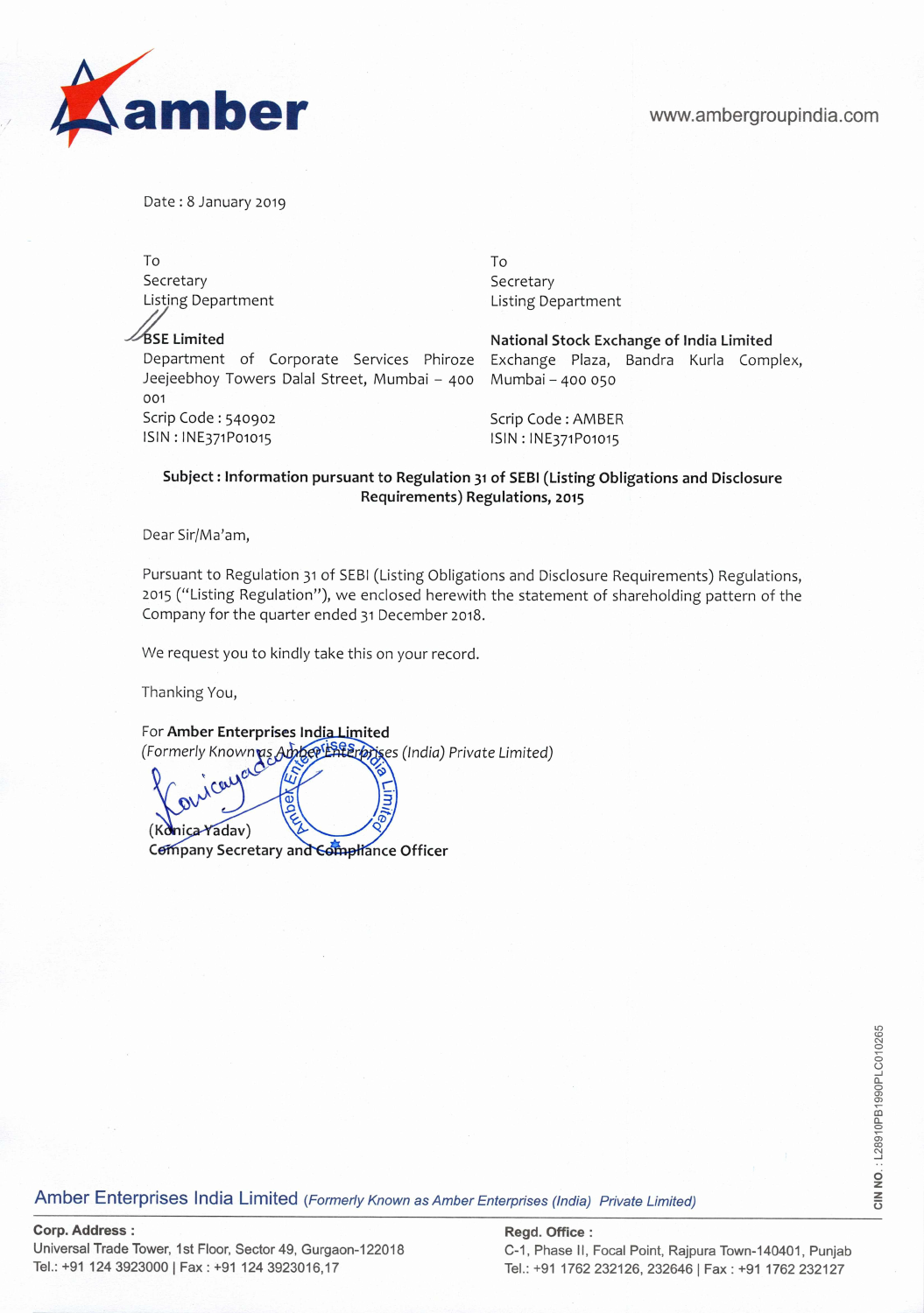**amber**

www.ambergroupindia.com

Date : 8 January 2019

| To | To |
|---|---|
| Secretary | Secretary |
| Listing Department | Listing Department |
| **BSE Limited** | **National Stock Exchange of India Limited** |
| Department of Corporate Services Phiroze Jeejeebhoy Towers Dalal Street, Mumbai – 400 001 | Exchange Plaza, Bandra Kurla Complex, Mumbai – 400 050 |
| Scrip Code : 540902 | Scrip Code : AMBER |
| ISIN : INE371P01015 | ISIN : INE371P01015 |

**Subject : Information pursuant to Regulation 31 of SEBI (Listing Obligations and Disclosure Requirements) Regulations, 2015**

Dear Sir/Ma'am,

Pursuant to Regulation 31 of SEBI (Listing Obligations and Disclosure Requirements) Regulations, 2015 ("Listing Regulation"), we enclosed herewith the statement of shareholding pattern of the Company for the quarter ended 31 December 2018.

We request you to kindly take this on your record.

Thanking You,

For **Amber Enterprises India Limited**
*(Formerly Known as Amber Enterprises (India) Private Limited)*

(Konica Yadav)
**Company Secretary and Compliance Officer**

CIN NO.: L28910PB1990PLC010265

Amber Enterprises India Limited *(Formerly Known as Amber Enterprises (India) Private Limited)*

**Corp. Address :**
Universal Trade Tower, 1st Floor, Sector 49, Gurgaon-122018
Tel.: +91 124 3923000 | Fax : +91 124 3923016,17

**Regd. Office :**
C-1, Phase II, Focal Point, Rajpura Town-140401, Punjab
Tel.: +91 1762 232126, 232646 | Fax : +91 1762 232127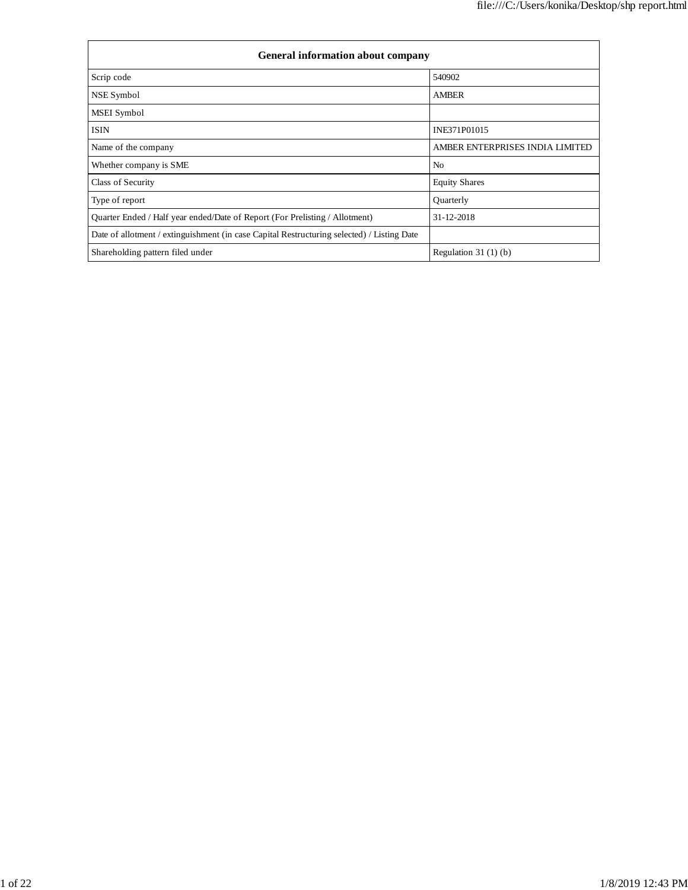| General information about company | |
|---|---|
| Scrip code | 540902 |
| NSE Symbol | AMBER |
| MSEI Symbol | |
| ISIN | INE371P01015 |
| Name of the company | AMBER ENTERPRISES INDIA LIMITED |
| Whether company is SME | No |
| Class of Security | Equity Shares |
| Type of report | Quarterly |
| Quarter Ended / Half year ended/Date of Report (For Prelisting / Allotment) | 31-12-2018 |
| Date of allotment / extinguishment (in case Capital Restructuring selected) / Listing Date | |
| Shareholding pattern filed under | Regulation 31 (1) (b) |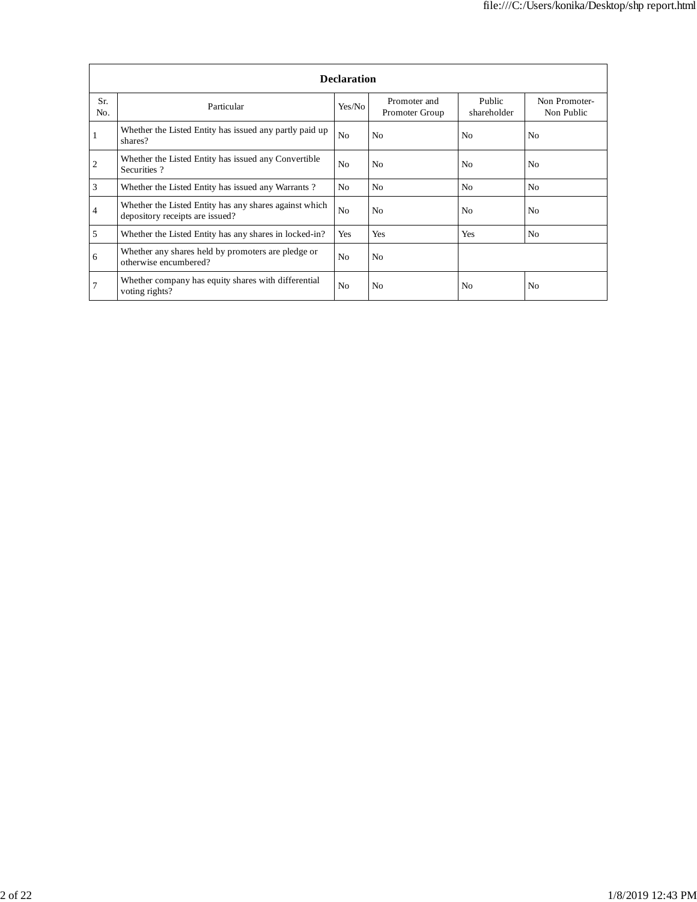| Declaration | | | | | |
|---|---|---|---|---|---|
| Sr. No. | Particular | Yes/No | Promoter and Promoter Group | Public shareholder | Non Promoter- Non Public |
| 1 | Whether the Listed Entity has issued any partly paid up shares? | No | No | No | No |
| 2 | Whether the Listed Entity has issued any Convertible Securities ? | No | No | No | No |
| 3 | Whether the Listed Entity has issued any Warrants ? | No | No | No | No |
| 4 | Whether the Listed Entity has any shares against which depository receipts are issued? | No | No | No | No |
| 5 | Whether the Listed Entity has any shares in locked-in? | Yes | Yes | Yes | No |
| 6 | Whether any shares held by promoters are pledge or otherwise encumbered? | No | No | | |
| 7 | Whether company has equity shares with differential voting rights? | No | No | No | No |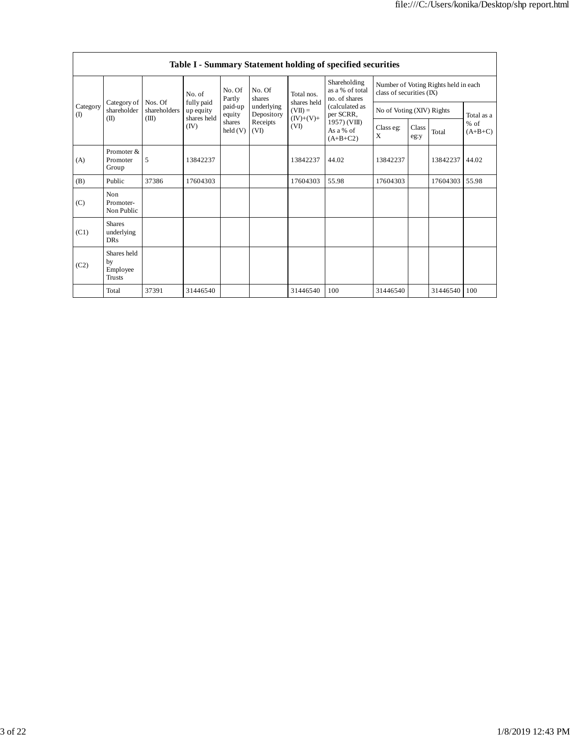| Table I - Summary Statement holding of specified securities | | | | | | | | | | | | |
|---|---|---|---|---|---|---|---|---|---|---|---|---|
| Category (I) | Category of shareholder (II) | Nos. Of shareholders (III) | No. of fully paid up equity shares held (IV) | No. Of Partly paid-up equity shares held (V) | No. Of shares underlying Depository Receipts (VI) | Total nos. shares held (VII) = (IV)+(V)+ (VI) | Shareholding as a % of total no. of shares (calculated as per SCRR, 1957) (VIII) As a % of (A+B+C2) | Number of Voting Rights held in each class of securities (IX) | | | |
| | | | | | | | | No of Voting (XIV) Rights | | | Total as a % of (A+B+C) |
| | | | | | | | | Class eg: X | Class eg:y | Total | |
| (A) | Promoter & Promoter Group | 5 | 13842237 | | | 13842237 | 44.02 | 13842237 | | 13842237 | 44.02 |
| (B) | Public | 37386 | 17604303 | | | 17604303 | 55.98 | 17604303 | | 17604303 | 55.98 |
| (C) | Non Promoter- Non Public | | | | | | | | | | |
| (C1) | Shares underlying DRs | | | | | | | | | | |
| (C2) | Shares held by Employee Trusts | | | | | | | | | | |
| | Total | 37391 | 31446540 | | | 31446540 | 100 | 31446540 | | 31446540 | 100 |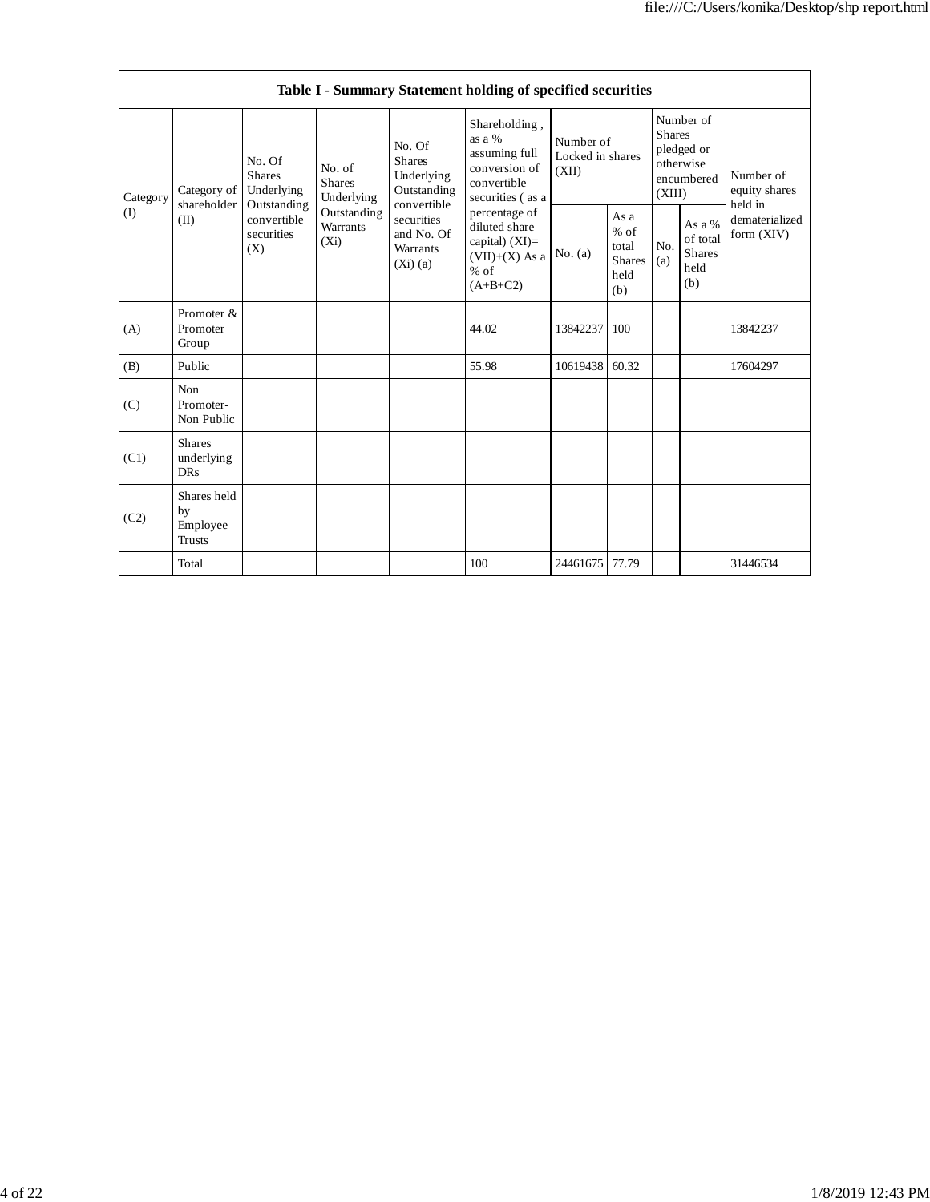| Table I - Summary Statement holding of specified securities | | | | | | | | | | | |
|---|---|---|---|---|---|---|---|---|---|---|---|
| Category (I) | Category of shareholder (II) | No. Of Shares Underlying Outstanding convertible securities (X) | No. of Shares Underlying Outstanding Warrants (Xi) | No. Of Shares Underlying Outstanding convertible securities and No. Of Warrants (Xi) (a) | Shareholding , as a % assuming full conversion of convertible securities ( as a percentage of diluted share capital) (XI)= (VII)+(X) As a % of (A+B+C2) | Number of Locked in shares (XII) | | Number of Shares pledged or otherwise encumbered (XIII) | | Number of equity shares held in dematerialized form (XIV) |
| | | | | | | No. (a) | As a % of total Shares held (b) | No. (a) | As a % of total Shares held (b) | |
| (A) | Promoter & Promoter Group | | | | 44.02 | 13842237 | 100 | | | 13842237 |
| (B) | Public | | | | 55.98 | 10619438 | 60.32 | | | 17604297 |
| (C) | Non Promoter- Non Public | | | | | | | | | |
| (C1) | Shares underlying DRs | | | | | | | | | |
| (C2) | Shares held by Employee Trusts | | | | | | | | | |
| | Total | | | | 100 | 24461675 | 77.79 | | | 31446534 |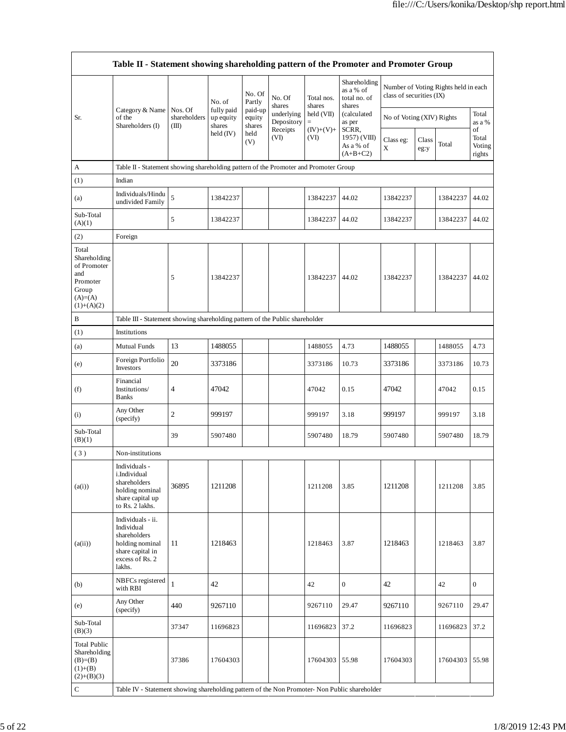| Table II - Statement showing shareholding pattern of the Promoter and Promoter Group | | | | | | | | | | | | |
|---|---|---|---|---|---|---|---|---|---|---|---|---|
| Sr. | Category & Name of the Shareholders (I) | Nos. Of shareholders (III) | No. of fully paid up equity shares held (IV) | No. Of Partly paid-up equity shares held (V) | No. Of shares underlying Depository Receipts (VI) | Total nos. shares held (VII) = (IV)+(V)+ (VI) | Shareholding as a % of total no. of shares (calculated as per SCRR, 1957) (VIII) As a % of (A+B+C2) | Number of Voting Rights held in each class of securities (IX) | | | |
| | | | | | | | | No of Voting (XIV) Rights | | | Total as a % of Total Voting rights |
| | | | | | | | | Class eg: X | Class eg:y | Total | |
| A | Table II - Statement showing shareholding pattern of the Promoter and Promoter Group | | | | | | | | | | |
| (1) | Indian | | | | | | | | | | |
| (a) | Individuals/Hindu undivided Family | 5 | 13842237 | | | 13842237 | 44.02 | 13842237 | | 13842237 | 44.02 |
| Sub-Total (A)(1) | | 5 | 13842237 | | | 13842237 | 44.02 | 13842237 | | 13842237 | 44.02 |
| (2) | Foreign | | | | | | | | | | |
| Total Shareholding of Promoter and Promoter Group (A)=(A)(1)+(A)(2) | | 5 | 13842237 | | | 13842237 | 44.02 | 13842237 | | 13842237 | 44.02 |
| B | Table III - Statement showing shareholding pattern of the Public shareholder | | | | | | | | | | |
| (1) | Institutions | | | | | | | | | | |
| (a) | Mutual Funds | 13 | 1488055 | | | 1488055 | 4.73 | 1488055 | | 1488055 | 4.73 |
| (e) | Foreign Portfolio Investors | 20 | 3373186 | | | 3373186 | 10.73 | 3373186 | | 3373186 | 10.73 |
| (f) | Financial Institutions/ Banks | 4 | 47042 | | | 47042 | 0.15 | 47042 | | 47042 | 0.15 |
| (i) | Any Other (specify) | 2 | 999197 | | | 999197 | 3.18 | 999197 | | 999197 | 3.18 |
| Sub-Total (B)(1) | | 39 | 5907480 | | | 5907480 | 18.79 | 5907480 | | 5907480 | 18.79 |
| ( 3 ) | Non-institutions | | | | | | | | | | |
| (a(i)) | Individuals - i.Individual shareholders holding nominal share capital up to Rs. 2 lakhs. | 36895 | 1211208 | | | 1211208 | 3.85 | 1211208 | | 1211208 | 3.85 |
| (a(ii)) | Individuals - ii. Individual shareholders holding nominal share capital in excess of Rs. 2 lakhs. | 11 | 1218463 | | | 1218463 | 3.87 | 1218463 | | 1218463 | 3.87 |
| (b) | NBFCs registered with RBI | 1 | 42 | | | 42 | 0 | 42 | | 42 | 0 |
| (e) | Any Other (specify) | 440 | 9267110 | | | 9267110 | 29.47 | 9267110 | | 9267110 | 29.47 |
| Sub-Total (B)(3) | | 37347 | 11696823 | | | 11696823 | 37.2 | 11696823 | | 11696823 | 37.2 |
| Total Public Shareholding (B)=(B)(1)+(B)(2)+(B)(3) | | 37386 | 17604303 | | | 17604303 | 55.98 | 17604303 | | 17604303 | 55.98 |
| C | Table IV - Statement showing shareholding pattern of the Non Promoter- Non Public shareholder | | | | | | | | | | |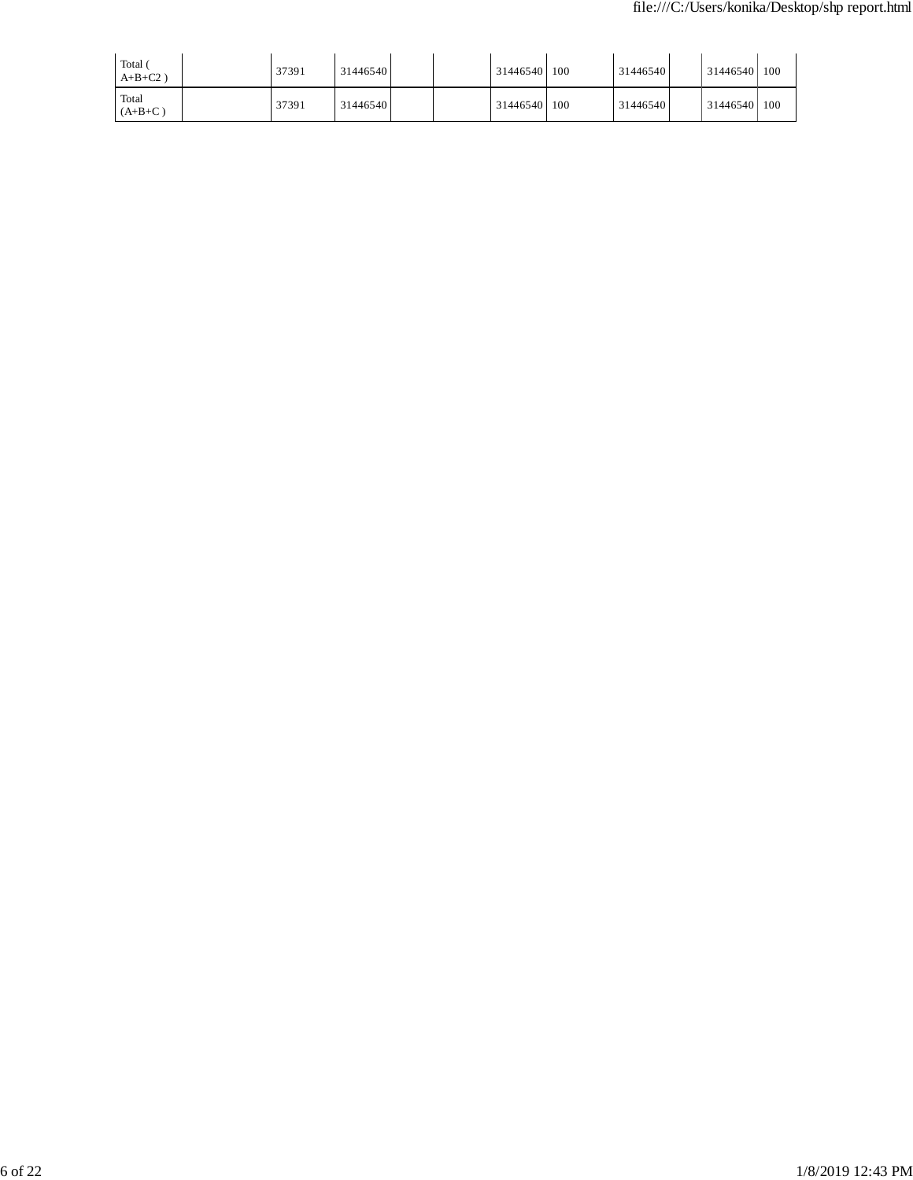| | | | | | | | | | | | | |
|---|---|---|---|---|---|---|---|---|---|---|---|---|
| Total ( A+B+C2 ) | | 37391 | 31446540 | | | 31446540 | 100 | 31446540 | | 31446540 | 100 |
| Total (A+B+C ) | | 37391 | 31446540 | | | 31446540 | 100 | 31446540 | | 31446540 | 100 |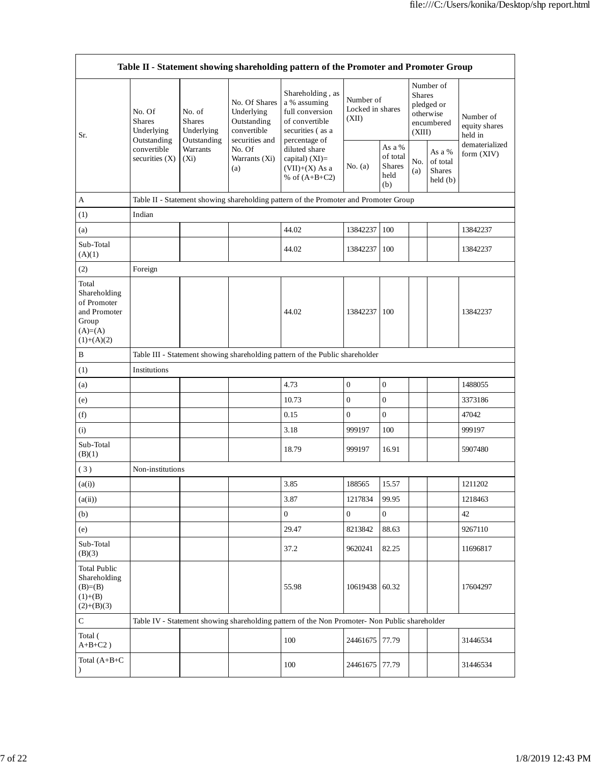| Table II - Statement showing shareholding pattern of the Promoter and Promoter Group | | | | | | | | | |
|---|---|---|---|---|---|---|---|---|---|
| Sr. | No. Of Shares Underlying Outstanding convertible securities (X) | No. of Shares Underlying Outstanding Warrants (Xi) | No. Of Shares Underlying Outstanding convertible securities and No. Of Warrants (Xi) (a) | Shareholding , as a % assuming full conversion of convertible securities ( as a percentage of diluted share capital) (XI)= (VII)+(X) As a % of (A+B+C2) | Number of Locked in shares (XII) | | Number of Shares pledged or otherwise encumbered (XIII) | | Number of equity shares held in dematerialized form (XIV) |
| | | | | | No. (a) | As a % of total Shares held (b) | No. (a) | As a % of total Shares held (b) | |
| A | Table II - Statement showing shareholding pattern of the Promoter and Promoter Group | | | | | | | | |
| (1) | Indian | | | | | | | | |
| (a) | | | | 44.02 | 13842237 | 100 | | | 13842237 |
| Sub-Total (A)(1) | | | | 44.02 | 13842237 | 100 | | | 13842237 |
| (2) | Foreign | | | | | | | | |
| Total Shareholding of Promoter and Promoter Group (A)=(A)(1)+(A)(2) | | | | 44.02 | 13842237 | 100 | | | 13842237 |
| B | Table III - Statement showing shareholding pattern of the Public shareholder | | | | | | | | |
| (1) | Institutions | | | | | | | | |
| (a) | | | | 4.73 | 0 | 0 | | | 1488055 |
| (e) | | | | 10.73 | 0 | 0 | | | 3373186 |
| (f) | | | | 0.15 | 0 | 0 | | | 47042 |
| (i) | | | | 3.18 | 999197 | 100 | | | 999197 |
| Sub-Total (B)(1) | | | | 18.79 | 999197 | 16.91 | | | 5907480 |
| ( 3 ) | Non-institutions | | | | | | | | |
| (a(i)) | | | | 3.85 | 188565 | 15.57 | | | 1211202 |
| (a(ii)) | | | | 3.87 | 1217834 | 99.95 | | | 1218463 |
| (b) | | | | 0 | 0 | 0 | | | 42 |
| (e) | | | | 29.47 | 8213842 | 88.63 | | | 9267110 |
| Sub-Total (B)(3) | | | | 37.2 | 9620241 | 82.25 | | | 11696817 |
| Total Public Shareholding (B)=(B)(1)+(B)(2)+(B)(3) | | | | 55.98 | 10619438 | 60.32 | | | 17604297 |
| C | Table IV - Statement showing shareholding pattern of the Non Promoter- Non Public shareholder | | | | | | | | |
| Total ( A+B+C2 ) | | | | 100 | 24461675 | 77.79 | | | 31446534 |
| Total (A+B+C ) | | | | 100 | 24461675 | 77.79 | | | 31446534 |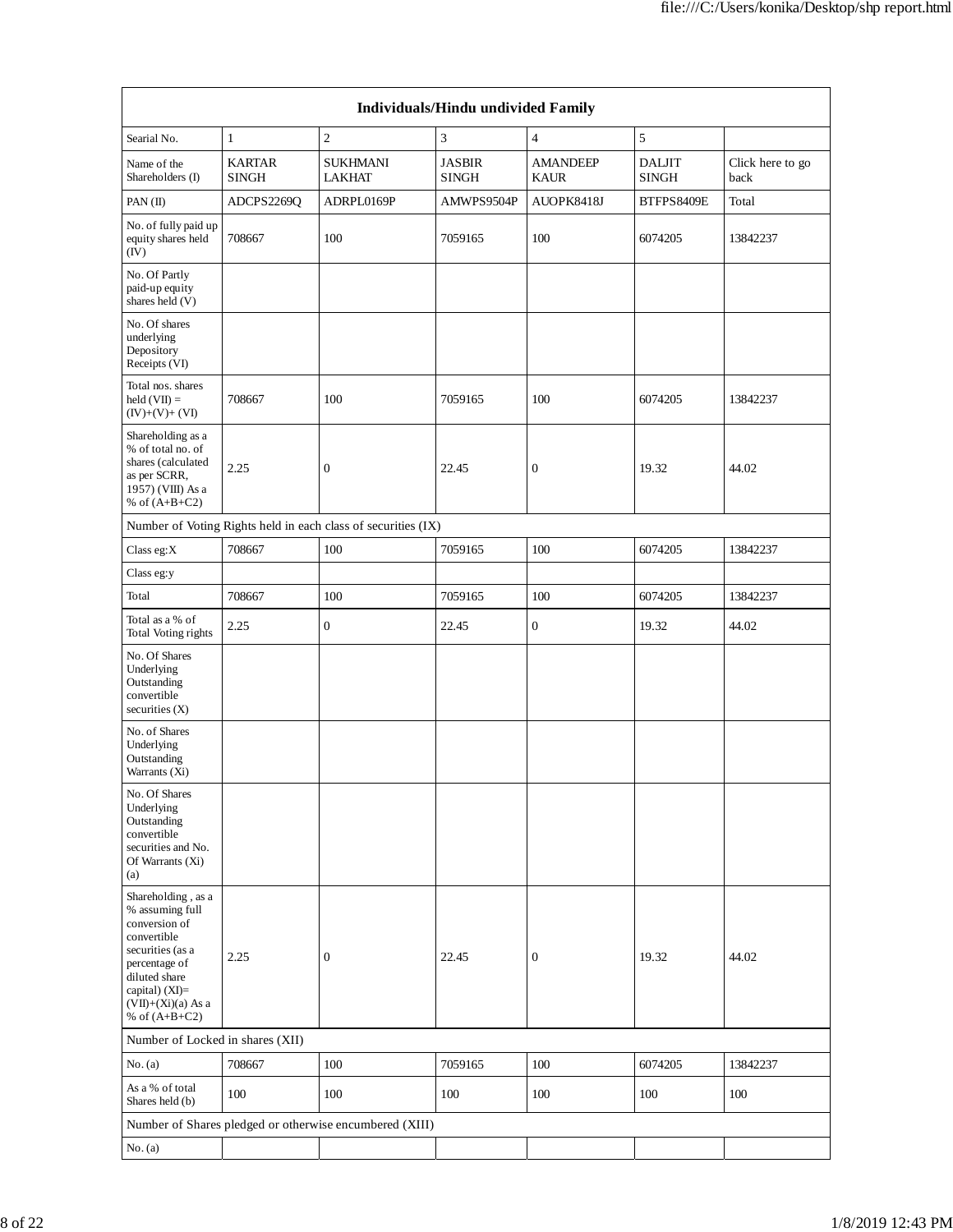| Individuals/Hindu undivided Family | | | | | | |
|---|---|---|---|---|---|---|
| Searial No. | 1 | 2 | 3 | 4 | 5 | |
| Name of the Shareholders (I) | KARTAR SINGH | SUKHMANI LAKHAT | JASBIR SINGH | AMANDEEP KAUR | DALJIT SINGH | Click here to go back |
| PAN (II) | ADCPS2269Q | ADRPL0169P | AMWPS9504P | AUOPK8418J | BTFPS8409E | Total |
| No. of fully paid up equity shares held (IV) | 708667 | 100 | 7059165 | 100 | 6074205 | 13842237 |
| No. Of Partly paid-up equity shares held (V) | | | | | | |
| No. Of shares underlying Depository Receipts (VI) | | | | | | |
| Total nos. shares held (VII) = (IV)+(V)+ (VI) | 708667 | 100 | 7059165 | 100 | 6074205 | 13842237 |
| Shareholding as a % of total no. of shares (calculated as per SCRR, 1957) (VIII) As a % of (A+B+C2) | 2.25 | 0 | 22.45 | 0 | 19.32 | 44.02 |
| Number of Voting Rights held in each class of securities (IX) | | | | | | |
| Class eg:X | 708667 | 100 | 7059165 | 100 | 6074205 | 13842237 |
| Class eg:y | | | | | | |
| Total | 708667 | 100 | 7059165 | 100 | 6074205 | 13842237 |
| Total as a % of Total Voting rights | 2.25 | 0 | 22.45 | 0 | 19.32 | 44.02 |
| No. Of Shares Underlying Outstanding convertible securities (X) | | | | | | |
| No. of Shares Underlying Outstanding Warrants (Xi) | | | | | | |
| No. Of Shares Underlying Outstanding convertible securities and No. Of Warrants (Xi) (a) | | | | | | |
| Shareholding , as a % assuming full conversion of convertible securities (as a percentage of diluted share capital) (XI)= (VII)+(Xi)(a) As a % of (A+B+C2) | 2.25 | 0 | 22.45 | 0 | 19.32 | 44.02 |
| Number of Locked in shares (XII) | | | | | | |
| No. (a) | 708667 | 100 | 7059165 | 100 | 6074205 | 13842237 |
| As a % of total Shares held (b) | 100 | 100 | 100 | 100 | 100 | 100 |
| Number of Shares pledged or otherwise encumbered (XIII) | | | | | | |
| No. (a) | | | | | | |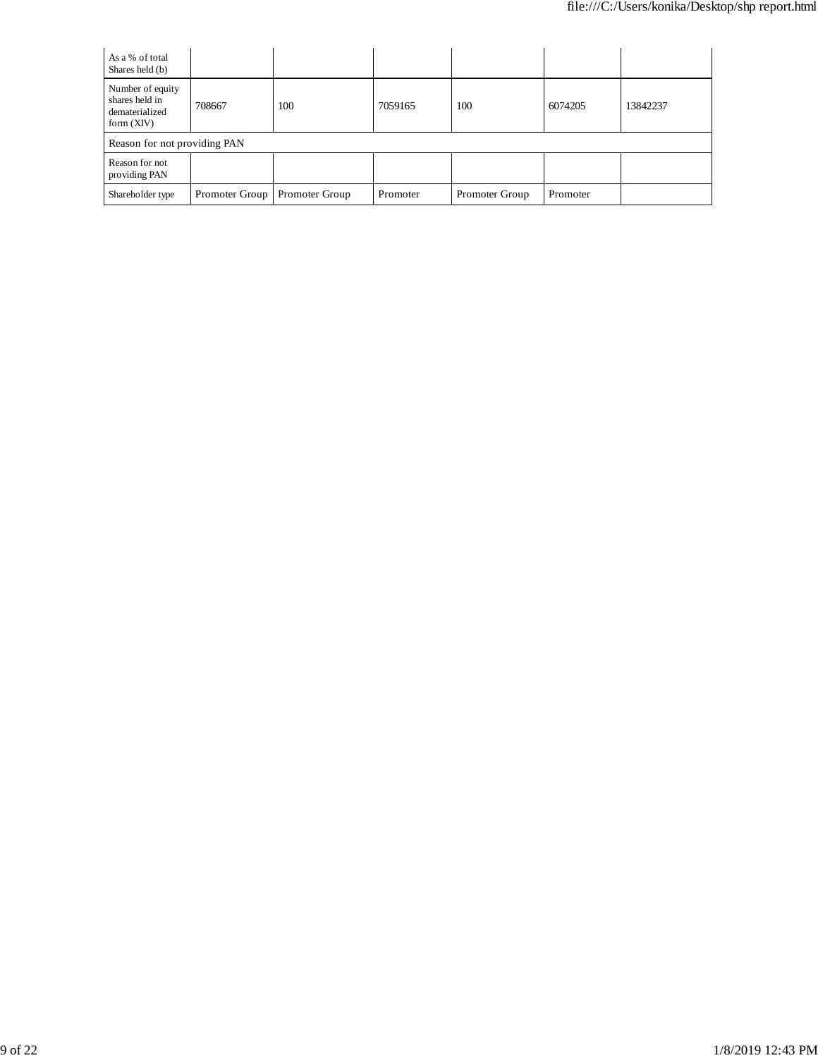| As a % of total Shares held (b) | | | | | | |
|---|---|---|---|---|---|---|
| Number of equity shares held in dematerialized form (XIV) | 708667 | 100 | 7059165 | 100 | 6074205 | 13842237 |
| Reason for not providing PAN | | | | | | |
| Reason for not providing PAN | | | | | | |
| Shareholder type | Promoter Group | Promoter Group | Promoter | Promoter Group | Promoter | |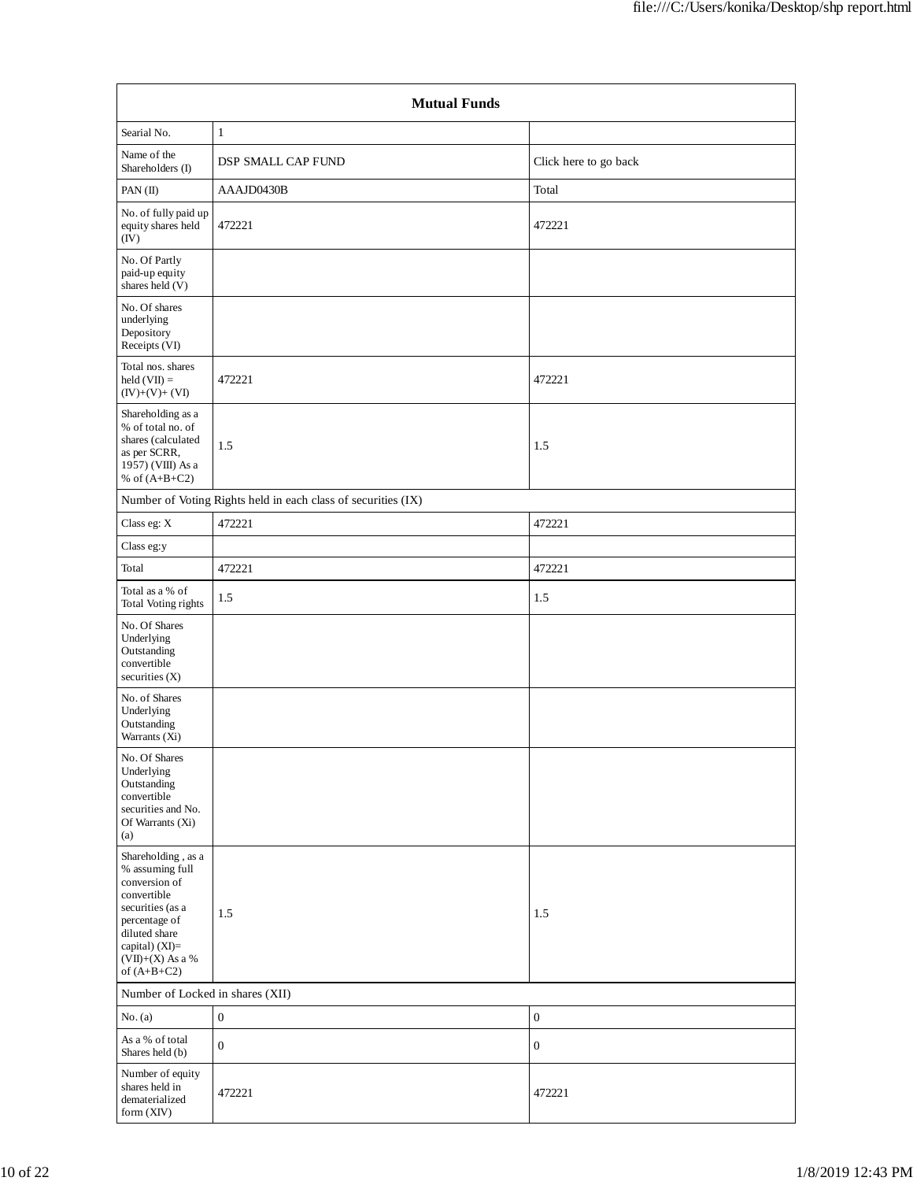| Mutual Funds | | |
|---|---|---|
| Searial No. | 1 | |
| Name of the Shareholders (I) | DSP SMALL CAP FUND | Click here to go back |
| PAN (II) | AAAJD0430B | Total |
| No. of fully paid up equity shares held (IV) | 472221 | 472221 |
| No. Of Partly paid-up equity shares held (V) | | |
| No. Of shares underlying Depository Receipts (VI) | | |
| Total nos. shares held (VII) = (IV)+(V)+ (VI) | 472221 | 472221 |
| Shareholding as a % of total no. of shares (calculated as per SCRR, 1957) (VIII) As a % of (A+B+C2) | 1.5 | 1.5 |
| Number of Voting Rights held in each class of securities (IX) | | |
| Class eg: X | 472221 | 472221 |
| Class eg:y | | |
| Total | 472221 | 472221 |
| Total as a % of Total Voting rights | 1.5 | 1.5 |
| No. Of Shares Underlying Outstanding convertible securities (X) | | |
| No. of Shares Underlying Outstanding Warrants (Xi) | | |
| No. Of Shares Underlying Outstanding convertible securities and No. Of Warrants (Xi) (a) | | |
| Shareholding , as a % assuming full conversion of convertible securities (as a percentage of diluted share capital) (XI)= (VII)+(X) As a % of (A+B+C2) | 1.5 | 1.5 |
| Number of Locked in shares (XII) | | |
| No. (a) | 0 | 0 |
| As a % of total Shares held (b) | 0 | 0 |
| Number of equity shares held in dematerialized form (XIV) | 472221 | 472221 |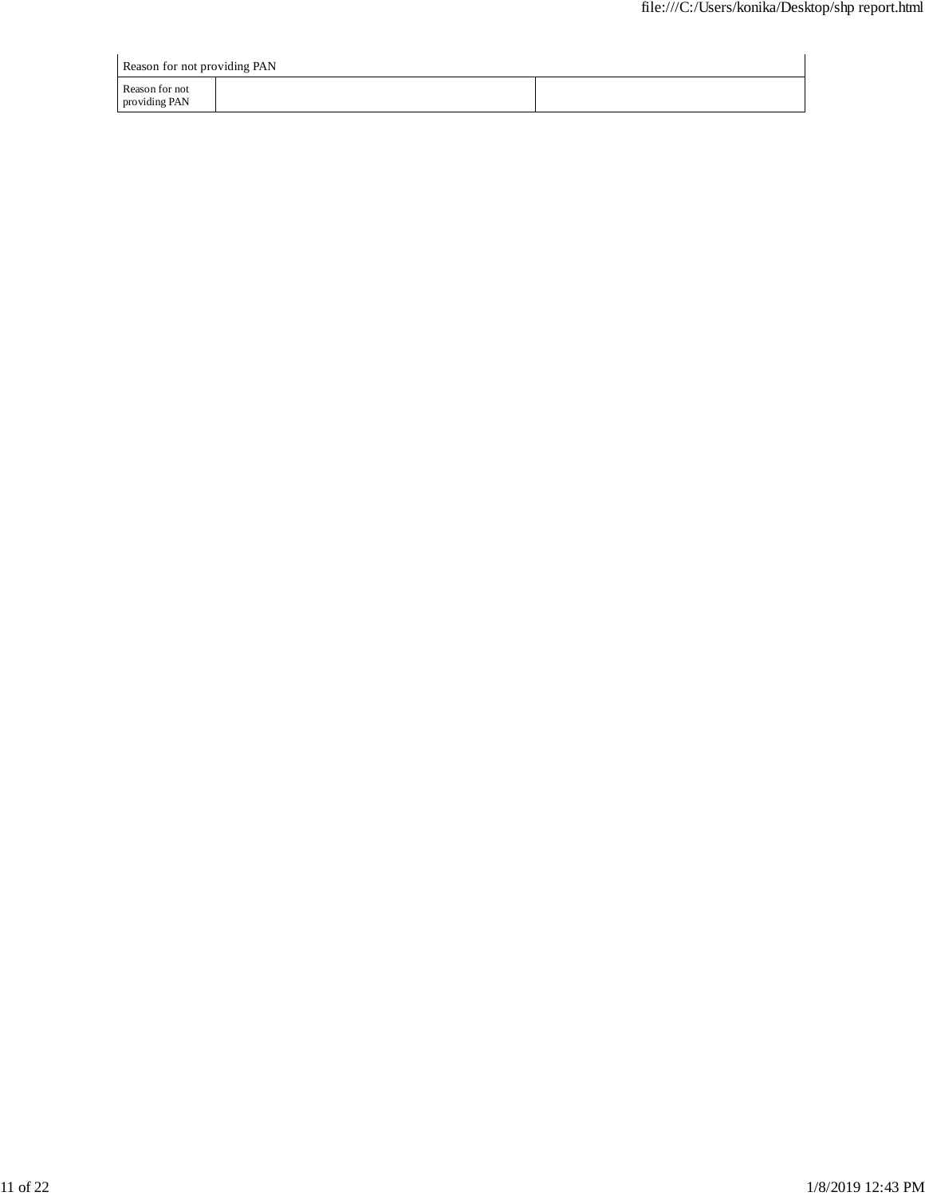| Reason for not providing PAN | | |
|---|---|---|
| Reason for not providing PAN | | |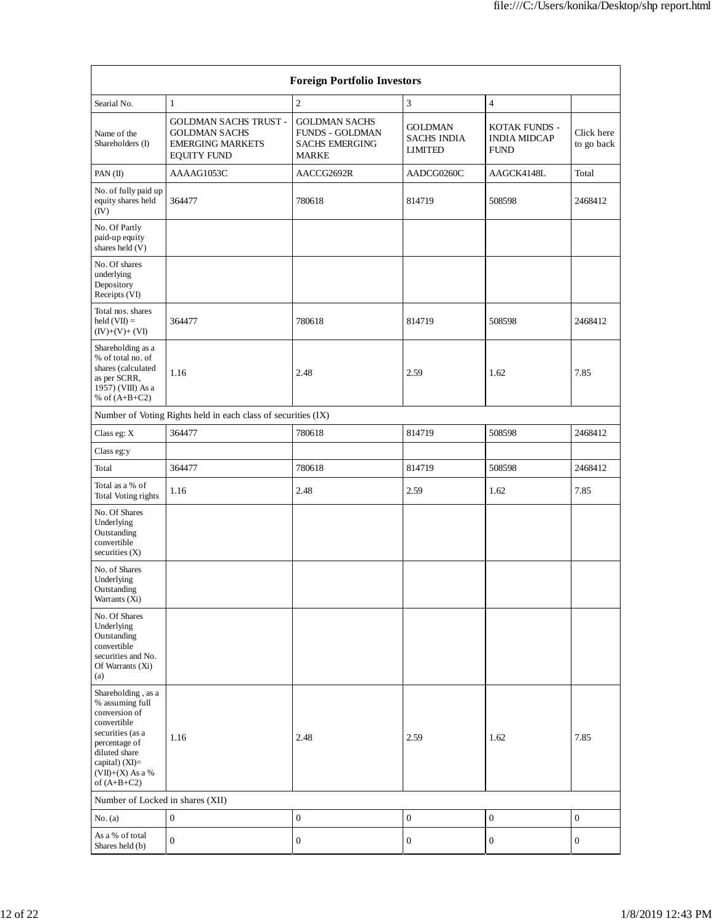| Foreign Portfolio Investors | | | | | |
|---|---|---|---|---|---|
| Searial No. | 1 | 2 | 3 | 4 | |
| Name of the Shareholders (I) | GOLDMAN SACHS TRUST - GOLDMAN SACHS EMERGING MARKETS EQUITY FUND | GOLDMAN SACHS FUNDS - GOLDMAN SACHS EMERGING MARKE | GOLDMAN SACHS INDIA LIMITED | KOTAK FUNDS - INDIA MIDCAP FUND | Click here to go back |
| PAN (II) | AAAAG1053C | AACCG2692R | AADCG0260C | AAGCK4148L | Total |
| No. of fully paid up equity shares held (IV) | 364477 | 780618 | 814719 | 508598 | 2468412 |
| No. Of Partly paid-up equity shares held (V) | | | | | |
| No. Of shares underlying Depository Receipts (VI) | | | | | |
| Total nos. shares held (VII) = (IV)+(V)+ (VI) | 364477 | 780618 | 814719 | 508598 | 2468412 |
| Shareholding as a % of total no. of shares (calculated as per SCRR, 1957) (VIII) As a % of (A+B+C2) | 1.16 | 2.48 | 2.59 | 1.62 | 7.85 |
| Number of Voting Rights held in each class of securities (IX) | | | | | |
| Class eg: X | 364477 | 780618 | 814719 | 508598 | 2468412 |
| Class eg:y | | | | | |
| Total | 364477 | 780618 | 814719 | 508598 | 2468412 |
| Total as a % of Total Voting rights | 1.16 | 2.48 | 2.59 | 1.62 | 7.85 |
| No. Of Shares Underlying Outstanding convertible securities (X) | | | | | |
| No. of Shares Underlying Outstanding Warrants (Xi) | | | | | |
| No. Of Shares Underlying Outstanding convertible securities and No. Of Warrants (Xi) (a) | | | | | |
| Shareholding , as a % assuming full conversion of convertible securities (as a percentage of diluted share capital) (XI)= (VII)+(X) As a % of (A+B+C2) | 1.16 | 2.48 | 2.59 | 1.62 | 7.85 |
| Number of Locked in shares (XII) | | | | | |
| No. (a) | 0 | 0 | 0 | 0 | 0 |
| As a % of total Shares held (b) | 0 | 0 | 0 | 0 | 0 |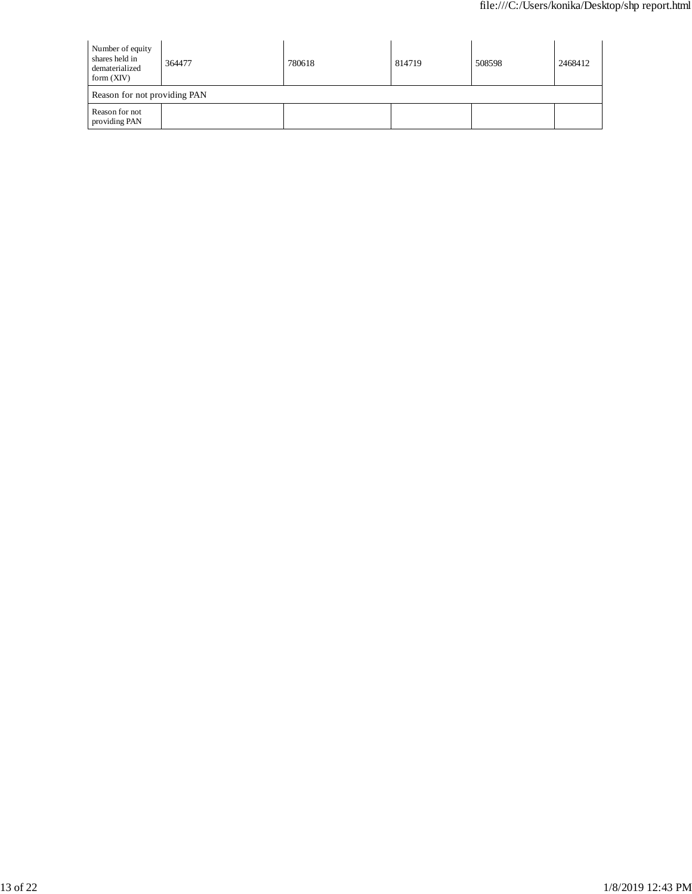| Number of equity shares held in dematerialized form (XIV) | 364477 | 780618 | 814719 | 508598 | 2468412 |
| --- | --- | --- | --- | --- | --- |
| Reason for not providing PAN | | | | | |
| Reason for not providing PAN | | | | | |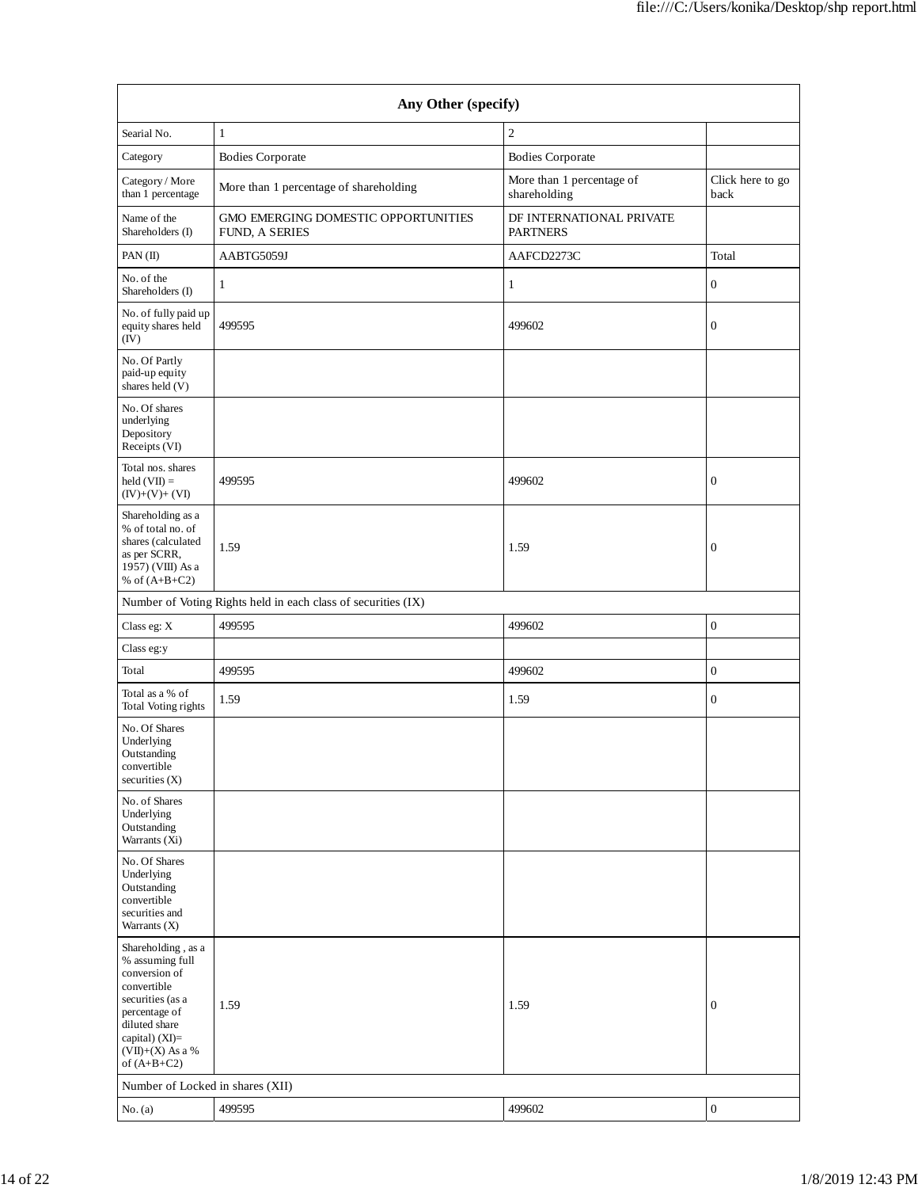| Any Other (specify) | | | |
|---|---|---|---|
| Searial No. | 1 | 2 | |
| Category | Bodies Corporate | Bodies Corporate | |
| Category / More than 1 percentage | More than 1 percentage of shareholding | More than 1 percentage of shareholding | Click here to go back |
| Name of the Shareholders (I) | GMO EMERGING DOMESTIC OPPORTUNITIES FUND, A SERIES | DF INTERNATIONAL PRIVATE PARTNERS | |
| PAN (II) | AABTG5059J | AAFCD2273C | Total |
| No. of the Shareholders (I) | 1 | 1 | 0 |
| No. of fully paid up equity shares held (IV) | 499595 | 499602 | 0 |
| No. Of Partly paid-up equity shares held (V) | | | |
| No. Of shares underlying Depository Receipts (VI) | | | |
| Total nos. shares held (VII) = (IV)+(V)+ (VI) | 499595 | 499602 | 0 |
| Shareholding as a % of total no. of shares (calculated as per SCRR, 1957) (VIII) As a % of (A+B+C2) | 1.59 | 1.59 | 0 |
| Number of Voting Rights held in each class of securities (IX) | | | |
| Class eg: X | 499595 | 499602 | 0 |
| Class eg:y | | | |
| Total | 499595 | 499602 | 0 |
| Total as a % of Total Voting rights | 1.59 | 1.59 | 0 |
| No. Of Shares Underlying Outstanding convertible securities (X) | | | |
| No. of Shares Underlying Outstanding Warrants (Xi) | | | |
| No. Of Shares Underlying Outstanding convertible securities and Warrants (X) | | | |
| Shareholding , as a % assuming full conversion of convertible securities (as a percentage of diluted share capital) (XI)= (VII)+(X) As a % of (A+B+C2) | 1.59 | 1.59 | 0 |
| Number of Locked in shares (XII) | | | |
| No. (a) | 499595 | 499602 | 0 |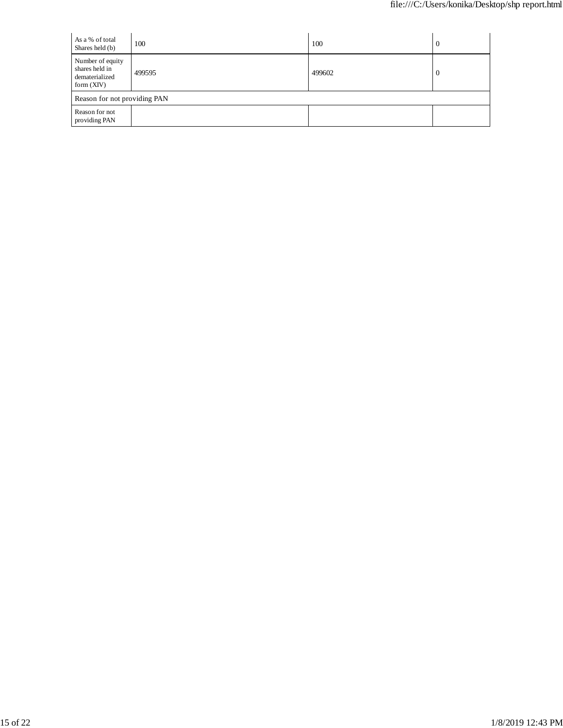| | | | |
|---|---|---|---|
| As a % of total Shares held (b) | 100 | 100 | 0 |
| Number of equity shares held in dematerialized form (XIV) | 499595 | 499602 | 0 |
| Reason for not providing PAN | | | |
| Reason for not providing PAN | | | |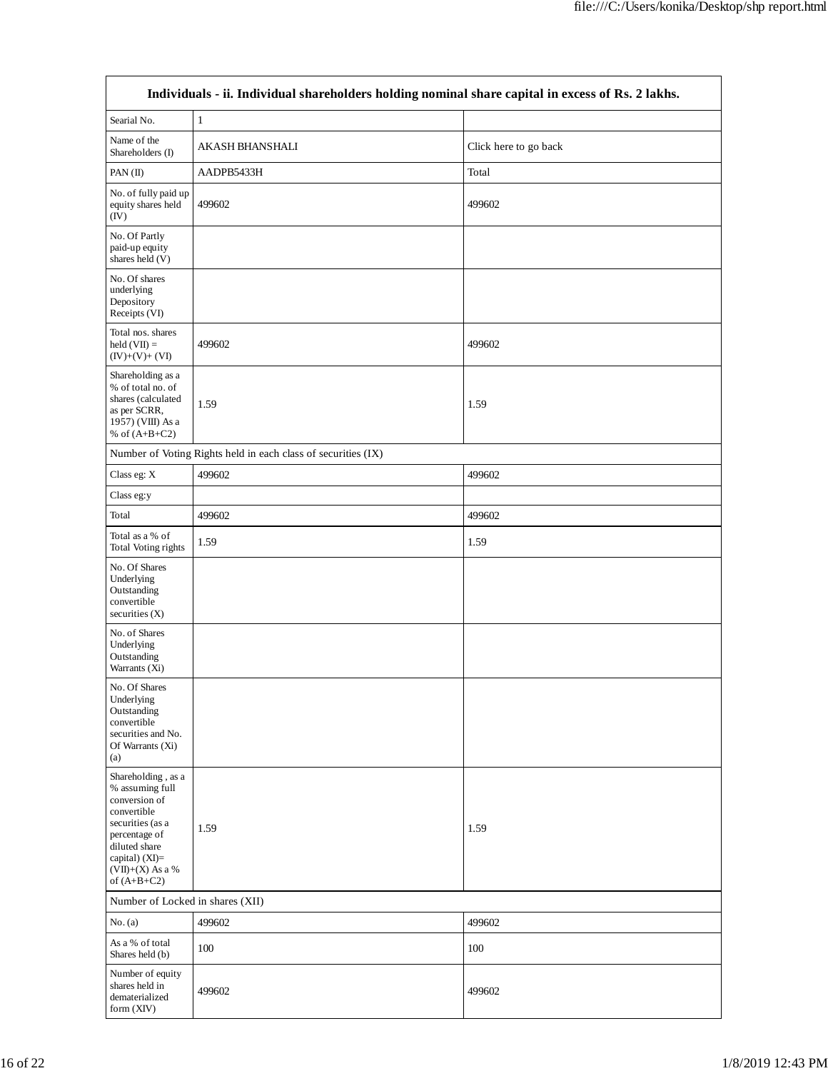| Individuals - ii. Individual shareholders holding nominal share capital in excess of Rs. 2 lakhs. | | |
|---|---|---|
| Searial No. | 1 | |
| Name of the Shareholders (I) | AKASH BHANSHALI | Click here to go back |
| PAN (II) | AADPB5433H | Total |
| No. of fully paid up equity shares held (IV) | 499602 | 499602 |
| No. Of Partly paid-up equity shares held (V) | | |
| No. Of shares underlying Depository Receipts (VI) | | |
| Total nos. shares held (VII) = (IV)+(V)+ (VI) | 499602 | 499602 |
| Shareholding as a % of total no. of shares (calculated as per SCRR, 1957) (VIII) As a % of (A+B+C2) | 1.59 | 1.59 |
| Number of Voting Rights held in each class of securities (IX) | | |
| Class eg: X | 499602 | 499602 |
| Class eg:y | | |
| Total | 499602 | 499602 |
| Total as a % of Total Voting rights | 1.59 | 1.59 |
| No. Of Shares Underlying Outstanding convertible securities (X) | | |
| No. of Shares Underlying Outstanding Warrants (Xi) | | |
| No. Of Shares Underlying Outstanding convertible securities and No. Of Warrants (Xi) (a) | | |
| Shareholding , as a % assuming full conversion of convertible securities (as a percentage of diluted share capital) (XI)= (VII)+(X) As a % of (A+B+C2) | 1.59 | 1.59 |
| Number of Locked in shares (XII) | | |
| No. (a) | 499602 | 499602 |
| As a % of total Shares held (b) | 100 | 100 |
| Number of equity shares held in dematerialized form (XIV) | 499602 | 499602 |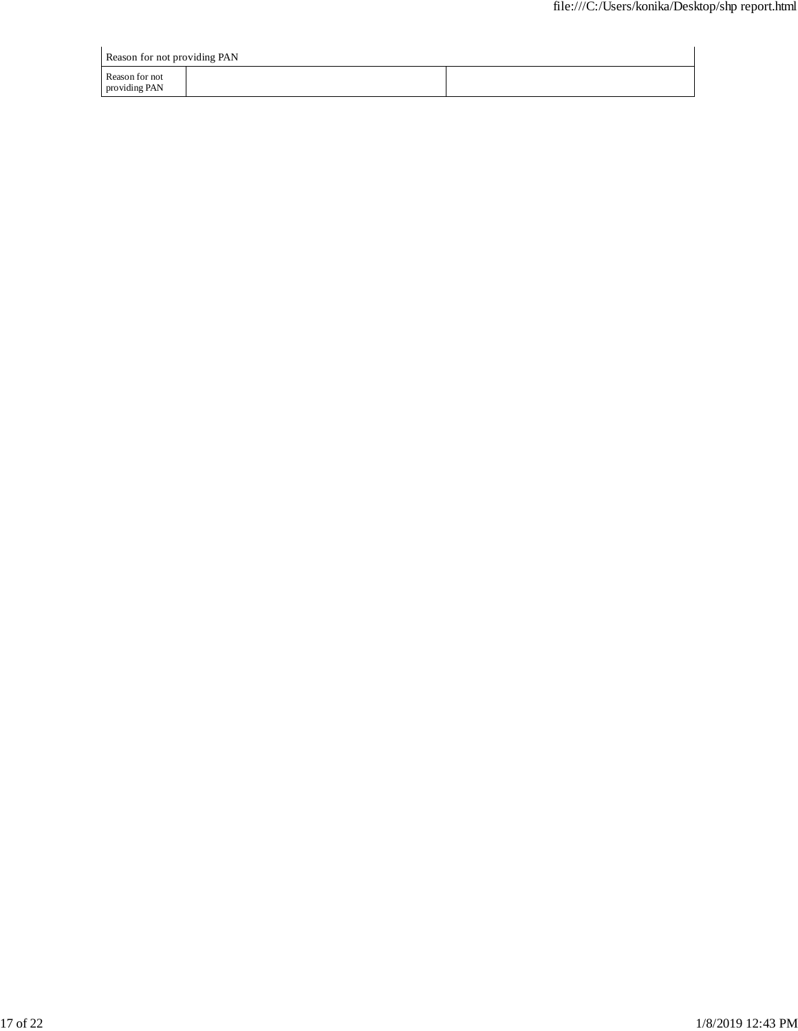| Reason for not providing PAN | | |
|---|---|---|
| Reason for not providing PAN | | |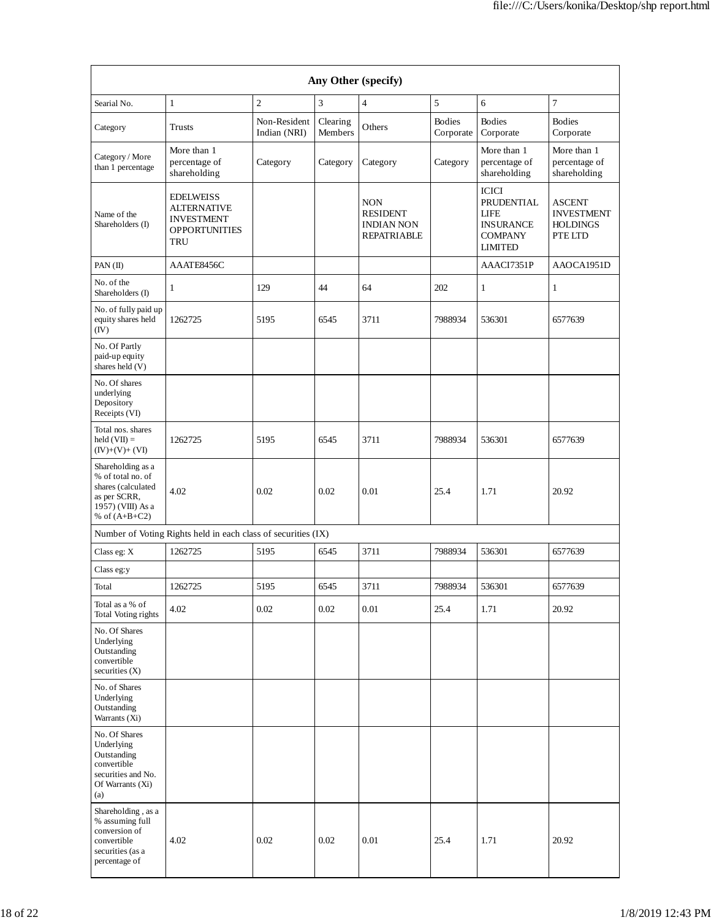| Any Other (specify) | | | | | | | |
|---|---|---|---|---|---|---|---|
| Searial No. | 1 | 2 | 3 | 4 | 5 | 6 | 7 |
| Category | Trusts | Non-Resident Indian (NRI) | Clearing Members | Others | Bodies Corporate | Bodies Corporate | Bodies Corporate |
| Category / More than 1 percentage | More than 1 percentage of shareholding | Category | Category | Category | Category | More than 1 percentage of shareholding | More than 1 percentage of shareholding |
| Name of the Shareholders (I) | EDELWEISS ALTERNATIVE INVESTMENT OPPORTUNITIES TRU | | | NON RESIDENT INDIAN NON REPATRIABLE | | ICICI PRUDENTIAL LIFE INSURANCE COMPANY LIMITED | ASCENT INVESTMENT HOLDINGS PTE LTD |
| PAN (II) | AAATE8456C | | | | | AAACI7351P | AAOCA1951D |
| No. of the Shareholders (I) | 1 | 129 | 44 | 64 | 202 | 1 | 1 |
| No. of fully paid up equity shares held (IV) | 1262725 | 5195 | 6545 | 3711 | 7988934 | 536301 | 6577639 |
| No. Of Partly paid-up equity shares held (V) | | | | | | | |
| No. Of shares underlying Depository Receipts (VI) | | | | | | | |
| Total nos. shares held (VII) = (IV)+(V)+ (VI) | 1262725 | 5195 | 6545 | 3711 | 7988934 | 536301 | 6577639 |
| Shareholding as a % of total no. of shares (calculated as per SCRR, 1957) (VIII) As a % of (A+B+C2) | 4.02 | 0.02 | 0.02 | 0.01 | 25.4 | 1.71 | 20.92 |
| Number of Voting Rights held in each class of securities (IX) | | | | | | | |
| Class eg: X | 1262725 | 5195 | 6545 | 3711 | 7988934 | 536301 | 6577639 |
| Class eg:y | | | | | | | |
| Total | 1262725 | 5195 | 6545 | 3711 | 7988934 | 536301 | 6577639 |
| Total as a % of Total Voting rights | 4.02 | 0.02 | 0.02 | 0.01 | 25.4 | 1.71 | 20.92 |
| No. Of Shares Underlying Outstanding convertible securities (X) | | | | | | | |
| No. of Shares Underlying Outstanding Warrants (Xi) | | | | | | | |
| No. Of Shares Underlying Outstanding convertible securities and No. Of Warrants (Xi) (a) | | | | | | | |
| Shareholding , as a % assuming full conversion of convertible securities (as a percentage of | 4.02 | 0.02 | 0.02 | 0.01 | 25.4 | 1.71 | 20.92 |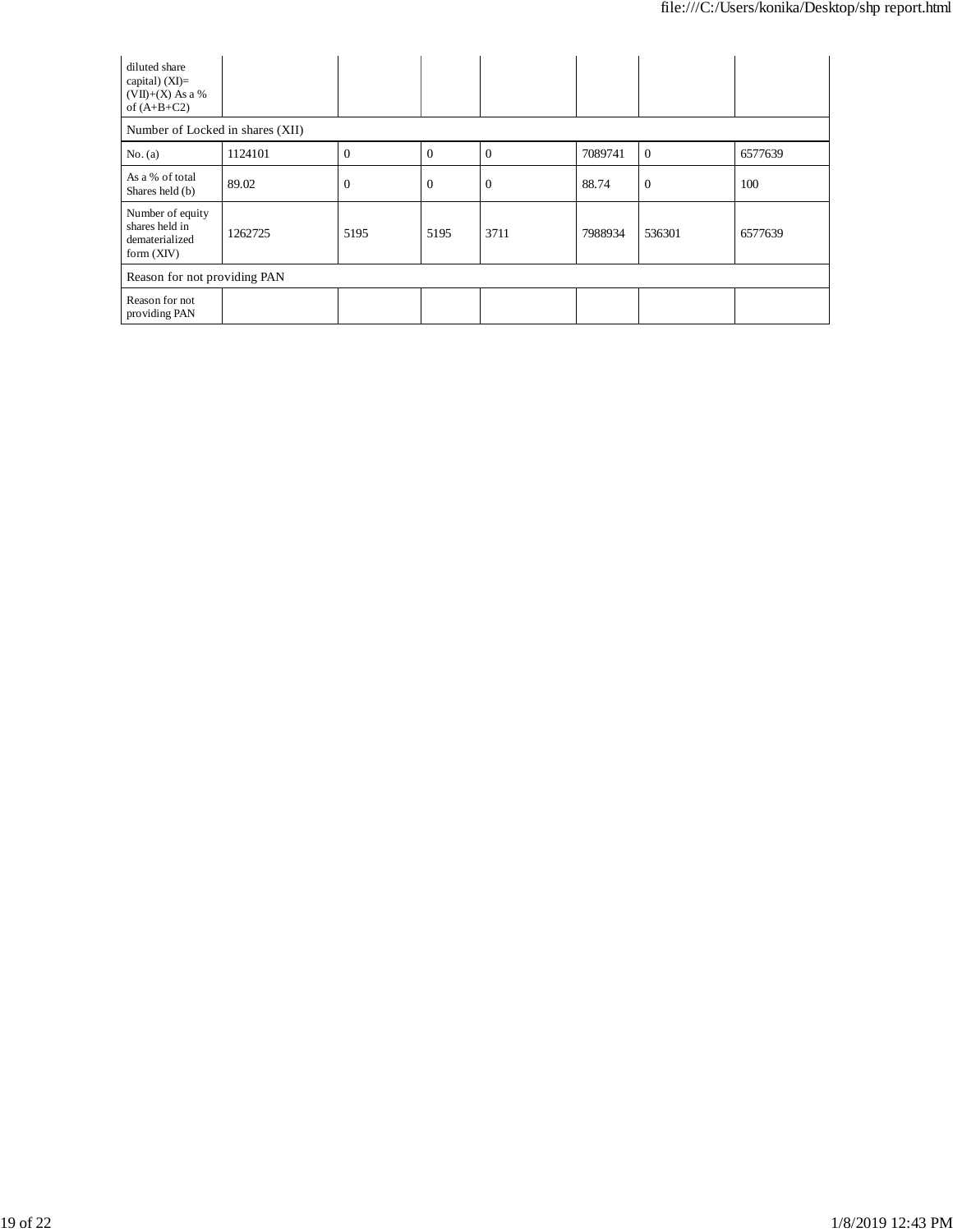| diluted share capital) (XI)= (VII)+(X) As a % of (A+B+C2) | | | | | | | |
|---|---|---|---|---|---|---|---|
| Number of Locked in shares (XII) | | | | | | | |
| No. (a) | 1124101 | 0 | 0 | 0 | 7089741 | 0 | 6577639 |
| As a % of total Shares held (b) | 89.02 | 0 | 0 | 0 | 88.74 | 0 | 100 |
| Number of equity shares held in dematerialized form (XIV) | 1262725 | 5195 | 5195 | 3711 | 7988934 | 536301 | 6577639 |
| Reason for not providing PAN | | | | | | | |
| Reason for not providing PAN | | | | | | | |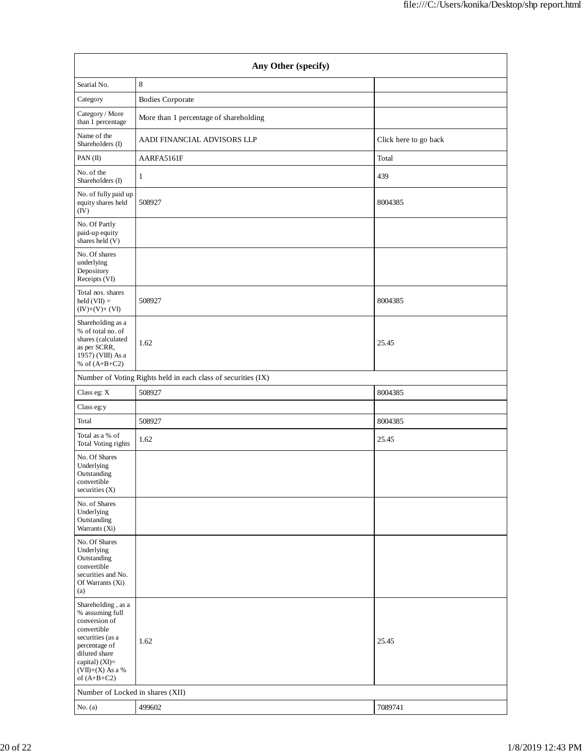| Any Other (specify) | | |
|---|---|---|
| Searial No. | 8 | |
| Category | Bodies Corporate | |
| Category / More than 1 percentage | More than 1 percentage of shareholding | |
| Name of the Shareholders (I) | AADI FINANCIAL ADVISORS LLP | Click here to go back |
| PAN (II) | AARFA5161F | Total |
| No. of the Shareholders (I) | 1 | 439 |
| No. of fully paid up equity shares held (IV) | 508927 | 8004385 |
| No. Of Partly paid-up equity shares held (V) | | |
| No. Of shares underlying Depository Receipts (VI) | | |
| Total nos. shares held (VII) = (IV)+(V)+ (VI) | 508927 | 8004385 |
| Shareholding as a % of total no. of shares (calculated as per SCRR, 1957) (VIII) As a % of (A+B+C2) | 1.62 | 25.45 |
| Number of Voting Rights held in each class of securities (IX) | | |
| Class eg: X | 508927 | 8004385 |
| Class eg:y | | |
| Total | 508927 | 8004385 |
| Total as a % of Total Voting rights | 1.62 | 25.45 |
| No. Of Shares Underlying Outstanding convertible securities (X) | | |
| No. of Shares Underlying Outstanding Warrants (Xi) | | |
| No. Of Shares Underlying Outstanding convertible securities and No. Of Warrants (Xi) (a) | | |
| Shareholding , as a % assuming full conversion of convertible securities (as a percentage of diluted share capital) (XI)= (VII)+(X) As a % of (A+B+C2) | 1.62 | 25.45 |
| Number of Locked in shares (XII) | | |
| No. (a) | 499602 | 7089741 |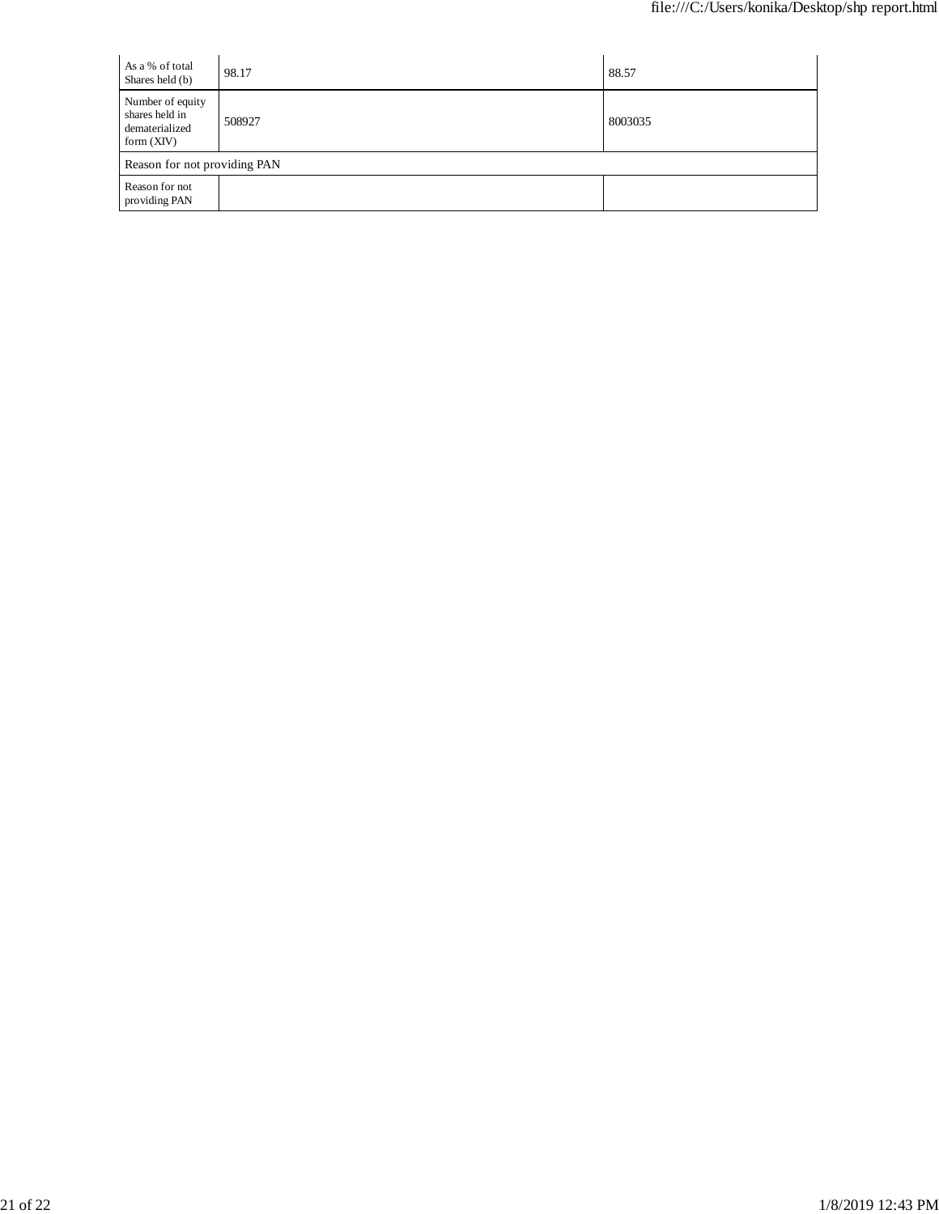| As a % of total Shares held (b) | 98.17 | 88.57 |
|---|---|---|
| Number of equity shares held in dematerialized form (XIV) | 508927 | 8003035 |
| Reason for not providing PAN | | |
| Reason for not providing PAN | | |